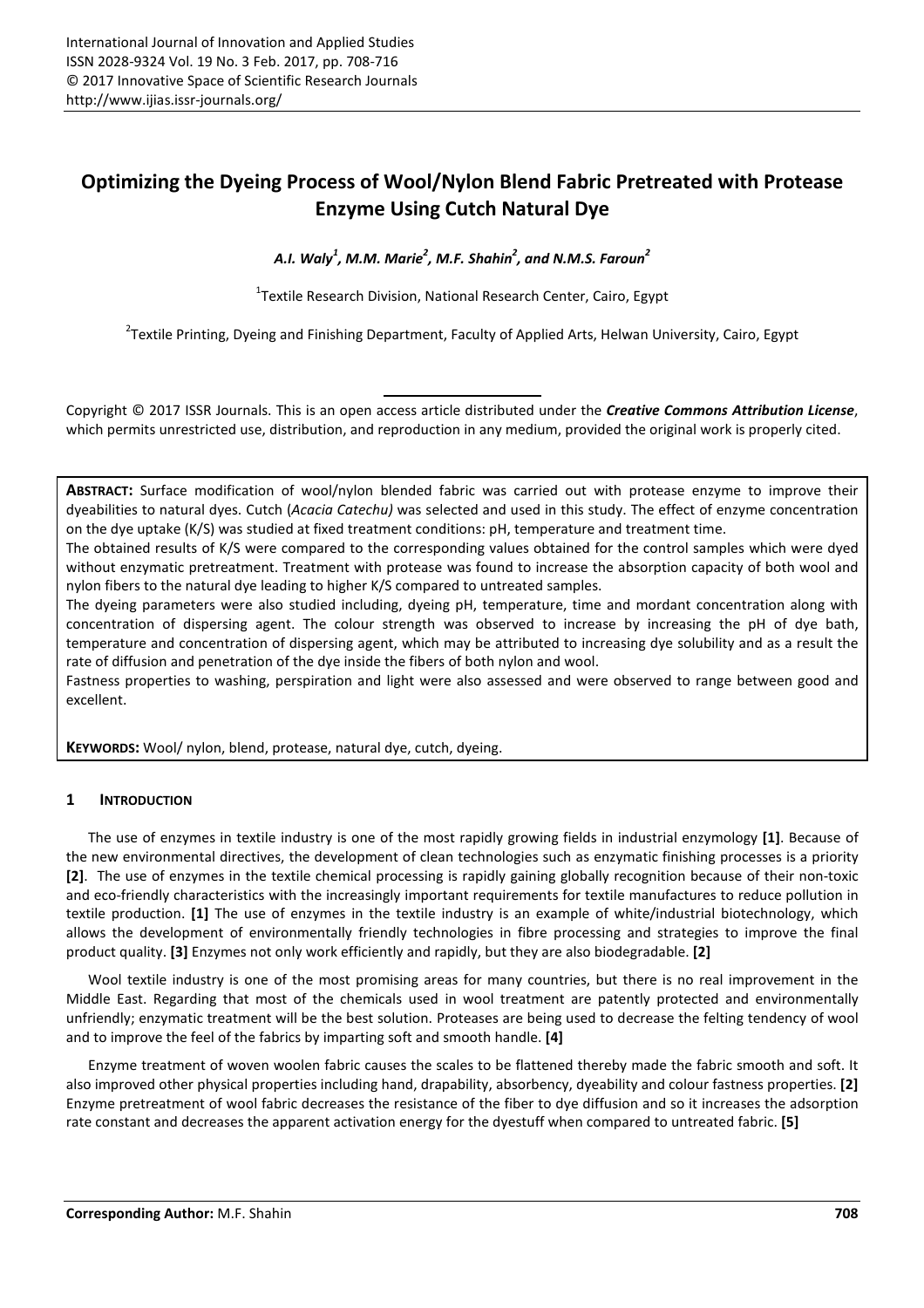# Optimizing the Dyeing Process of Wool/Nylon Blend Fabric Pretreated with Protease Enzyme Using Cutch Natural Dye

***A.I. Waly[1], M.M. Marie[2], M.F. Shahin[2], and N.M.S. Faroun[2]***

[1]Textile Research Division, National Research Center, Cairo, Egypt

[2]Textile Printing, Dyeing and Finishing Department, Faculty of Applied Arts, Helwan University, Cairo, Egypt

Copyright © 2017 ISSR Journals. This is an open access article distributed under the ***Creative Commons Attribution License***, which permits unrestricted use, distribution, and reproduction in any medium, provided the original work is properly cited.

**ABSTRACT:** Surface modification of wool/nylon blended fabric was carried out with protease enzyme to improve their dyeabilities to natural dyes. Cutch (*Acacia Catechu)* was selected and used in this study. The effect of enzyme concentration on the dye uptake (K/S) was studied at fixed treatment conditions: pH, temperature and treatment time.

The obtained results of K/S were compared to the corresponding values obtained for the control samples which were dyed without enzymatic pretreatment. Treatment with protease was found to increase the absorption capacity of both wool and nylon fibers to the natural dye leading to higher K/S compared to untreated samples.

The dyeing parameters were also studied including, dyeing pH, temperature, time and mordant concentration along with concentration of dispersing agent. The colour strength was observed to increase by increasing the pH of dye bath, temperature and concentration of dispersing agent, which may be attributed to increasing dye solubility and as a result the rate of diffusion and penetration of the dye inside the fibers of both nylon and wool.

Fastness properties to washing, perspiration and light were also assessed and were observed to range between good and excellent.

**KEYWORDS:** Wool/ nylon, blend, protease, natural dye, cutch, dyeing.

## 1 INTRODUCTION

The use of enzymes in textile industry is one of the most rapidly growing fields in industrial enzymology **[1]**. Because of the new environmental directives, the development of clean technologies such as enzymatic finishing processes is a priority **[2]**. The use of enzymes in the textile chemical processing is rapidly gaining globally recognition because of their non-toxic and eco-friendly characteristics with the increasingly important requirements for textile manufactures to reduce pollution in textile production. **[1]** The use of enzymes in the textile industry is an example of white/industrial biotechnology, which allows the development of environmentally friendly technologies in fibre processing and strategies to improve the final product quality. **[3]** Enzymes not only work efficiently and rapidly, but they are also biodegradable. **[2]**

Wool textile industry is one of the most promising areas for many countries, but there is no real improvement in the Middle East. Regarding that most of the chemicals used in wool treatment are patently protected and environmentally unfriendly; enzymatic treatment will be the best solution. Proteases are being used to decrease the felting tendency of wool and to improve the feel of the fabrics by imparting soft and smooth handle. **[4]**

Enzyme treatment of woven woolen fabric causes the scales to be flattened thereby made the fabric smooth and soft. It also improved other physical properties including hand, drapability, absorbency, dyeability and colour fastness properties. **[2]** Enzyme pretreatment of wool fabric decreases the resistance of the fiber to dye diffusion and so it increases the adsorption rate constant and decreases the apparent activation energy for the dyestuff when compared to untreated fabric. **[5]**

**Corresponding Author:** M.F. Shahin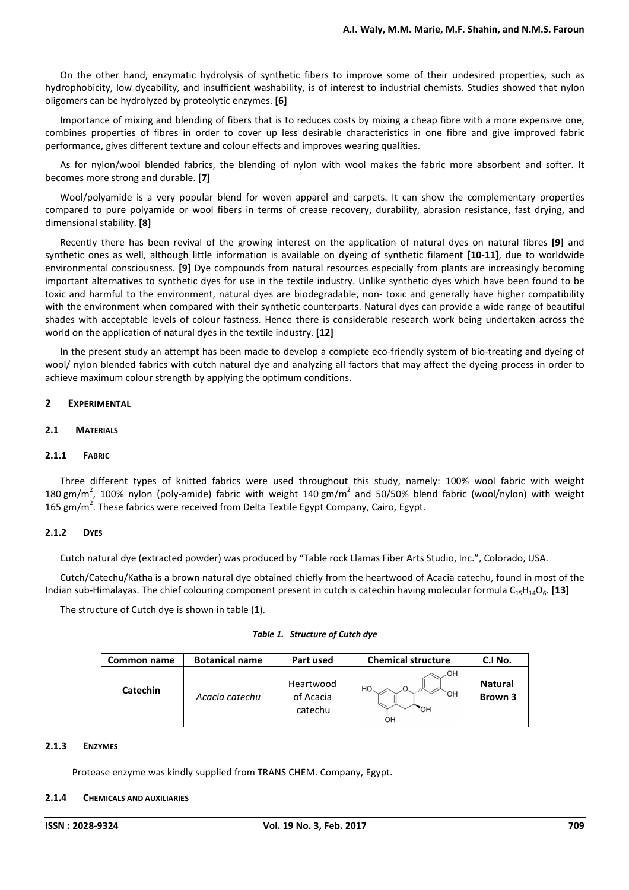On the other hand, enzymatic hydrolysis of synthetic fibers to improve some of their undesired properties, such as hydrophobicity, low dyeability, and insufficient washability, is of interest to industrial chemists. Studies showed that nylon oligomers can be hydrolyzed by proteolytic enzymes. **[6]**

Importance of mixing and blending of fibers that is to reduces costs by mixing a cheap fibre with a more expensive one, combines properties of fibres in order to cover up less desirable characteristics in one fibre and give improved fabric performance, gives different texture and colour effects and improves wearing qualities.

As for nylon/wool blended fabrics, the blending of nylon with wool makes the fabric more absorbent and softer. It becomes more strong and durable. **[7]**

Wool/polyamide is a very popular blend for woven apparel and carpets. It can show the complementary properties compared to pure polyamide or wool fibers in terms of crease recovery, durability, abrasion resistance, fast drying, and dimensional stability. **[8]**

Recently there has been revival of the growing interest on the application of natural dyes on natural fibres **[9]** and synthetic ones as well, although little information is available on dyeing of synthetic filament **[10-11]**, due to worldwide environmental consciousness. **[9]** Dye compounds from natural resources especially from plants are increasingly becoming important alternatives to synthetic dyes for use in the textile industry. Unlike synthetic dyes which have been found to be toxic and harmful to the environment, natural dyes are biodegradable, non- toxic and generally have higher compatibility with the environment when compared with their synthetic counterparts. Natural dyes can provide a wide range of beautiful shades with acceptable levels of colour fastness. Hence there is considerable research work being undertaken across the world on the application of natural dyes in the textile industry. **[12]**

In the present study an attempt has been made to develop a complete eco-friendly system of bio-treating and dyeing of wool/ nylon blended fabrics with cutch natural dye and analyzing all factors that may affect the dyeing process in order to achieve maximum colour strength by applying the optimum conditions.

## 2 EXPERIMENTAL

### 2.1 MATERIALS

#### 2.1.1 FABRIC

Three different types of knitted fabrics were used throughout this study, namely: 100% wool fabric with weight 180 gm/m$^2$, 100% nylon (poly-amide) fabric with weight 140 gm/m$^2$ and 50/50% blend fabric (wool/nylon) with weight 165 gm/m$^2$. These fabrics were received from Delta Textile Egypt Company, Cairo, Egypt.

#### 2.1.2 DYES

Cutch natural dye (extracted powder) was produced by "Table rock Llamas Fiber Arts Studio, Inc.", Colorado, USA.

Cutch/Catechu/Katha is a brown natural dye obtained chiefly from the heartwood of Acacia catechu, found in most of the Indian sub-Himalayas. The chief colouring component present in cutch is catechin having molecular formula $C_{15}H_{14}O_6$. **[13]**

The structure of Cutch dye is shown in table (1).

***Table 1. Structure of Cutch dye***

| Common name | Botanical name | Part used | Chemical structure | C.I No. |
|---|---|---|---|---|
| **Catechin** | *Acacia catechu* | Heartwood of Acacia catechu | | **Natural Brown 3** |

#### 2.1.3 ENZYMES

Protease enzyme was kindly supplied from TRANS CHEM. Company, Egypt.

#### 2.1.4 CHEMICALS AND AUXILIARIES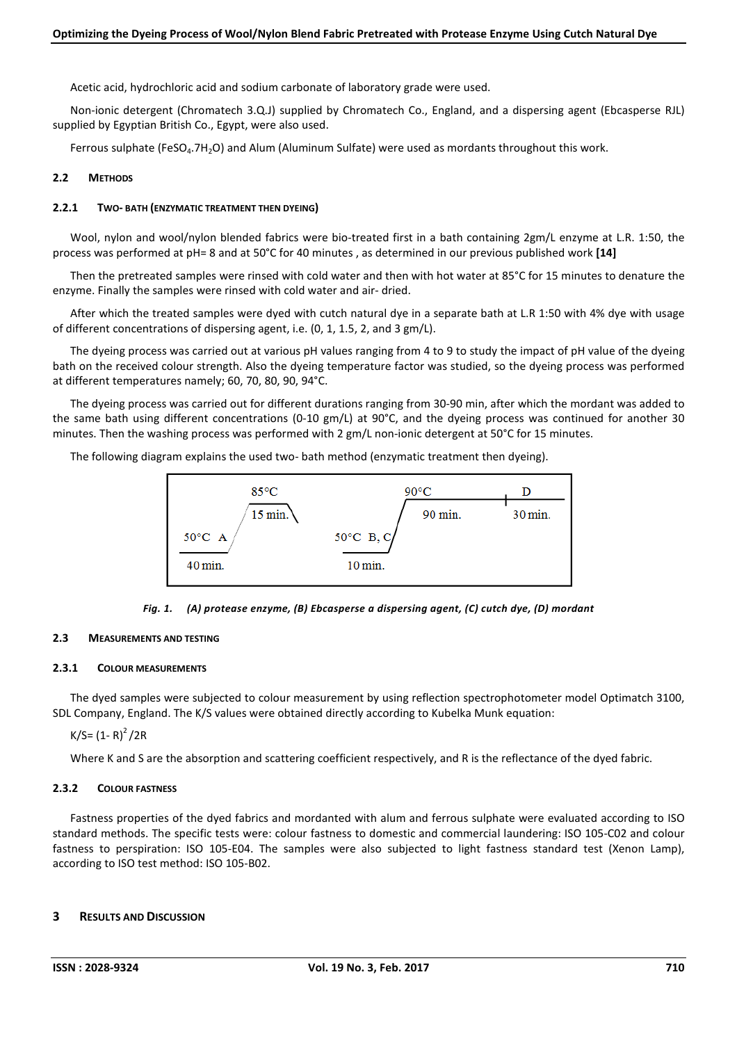Acetic acid, hydrochloric acid and sodium carbonate of laboratory grade were used.

Non-ionic detergent (Chromatech 3.Q.J) supplied by Chromatech Co., England, and a dispersing agent (Ebcasperse RJL) supplied by Egyptian British Co., Egypt, were also used.

Ferrous sulphate ($FeSO_4.7H_2O$) and Alum (Aluminum Sulfate) were used as mordants throughout this work.

## 2.2 Methods

### 2.2.1 Two- bath (enzymatic treatment then dyeing)

Wool, nylon and wool/nylon blended fabrics were bio-treated first in a bath containing 2gm/L enzyme at L.R. 1:50, the process was performed at pH= 8 and at 50°C for 40 minutes , as determined in our previous published work **[14]**

Then the pretreated samples were rinsed with cold water and then with hot water at 85°C for 15 minutes to denature the enzyme. Finally the samples were rinsed with cold water and air- dried.

After which the treated samples were dyed with cutch natural dye in a separate bath at L.R 1:50 with 4% dye with usage of different concentrations of dispersing agent, i.e. (0, 1, 1.5, 2, and 3 gm/L).

The dyeing process was carried out at various pH values ranging from 4 to 9 to study the impact of pH value of the dyeing bath on the received colour strength. Also the dyeing temperature factor was studied, so the dyeing process was performed at different temperatures namely; 60, 70, 80, 90, 94°C.

The dyeing process was carried out for different durations ranging from 30-90 min, after which the mordant was added to the same bath using different concentrations (0-10 gm/L) at 90°C, and the dyeing process was continued for another 30 minutes. Then the washing process was performed with 2 gm/L non-ionic detergent at 50°C for 15 minutes.

The following diagram explains the used two- bath method (enzymatic treatment then dyeing).

```
              85°C                          90°C               D
           /‾‾‾‾‾‾‾‾‾\                    /‾‾‾‾‾‾‾‾‾‾‾‾‾‾‾‾‾‾|‾‾‾‾‾‾‾‾
          /  15 min.  \                  /     90 min.       30 min.
 50°C  A /                  50°C  B, C  /
 ‾‾‾‾‾‾‾‾                   ‾‾‾‾‾‾‾‾‾‾‾‾
 40 min.                     10 min.
```

*Fig. 1. (A) protease enzyme, (B) Ebcasperse a dispersing agent, (C) cutch dye, (D) mordant*

## 2.3 Measurements and Testing

### 2.3.1 Colour measurements

The dyed samples were subjected to colour measurement by using reflection spectrophotometer model Optimatch 3100, SDL Company, England. The K/S values were obtained directly according to Kubelka Munk equation:

$$K/S = (1 - R)^2 / 2R$$

Where K and S are the absorption and scattering coefficient respectively, and R is the reflectance of the dyed fabric.

### 2.3.2 Colour fastness

Fastness properties of the dyed fabrics and mordanted with alum and ferrous sulphate were evaluated according to ISO standard methods. The specific tests were: colour fastness to domestic and commercial laundering: ISO 105-C02 and colour fastness to perspiration: ISO 105-E04. The samples were also subjected to light fastness standard test (Xenon Lamp), according to ISO test method: ISO 105-B02.

# 3 Results and Discussion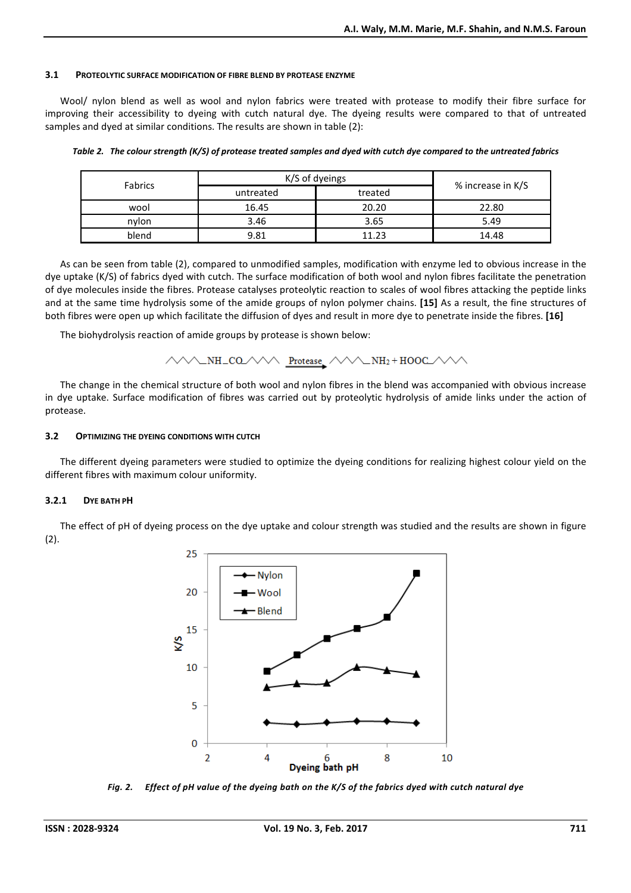### 3.1 Proteolytic surface modification of fibre blend by protease enzyme

Wool/ nylon blend as well as wool and nylon fabrics were treated with protease to modify their fibre surface for improving their accessibility to dyeing with cutch natural dye. The dyeing results were compared to that of untreated samples and dyed at similar conditions. The results are shown in table (2):

*Table 2. The colour strength (K/S) of protease treated samples and dyed with cutch dye compared to the untreated fabrics*

| Fabrics | K/S of dyeings | | % increase in K/S |
|---|---|---|---|
| | untreated | treated | |
| wool | 16.45 | 20.20 | 22.80 |
| nylon | 3.46 | 3.65 | 5.49 |
| blend | 9.81 | 11.23 | 14.48 |

As can be seen from table (2), compared to unmodified samples, modification with enzyme led to obvious increase in the dye uptake (K/S) of fabrics dyed with cutch. The surface modification of both wool and nylon fibres facilitate the penetration of dye molecules inside the fibres. Protease catalyses proteolytic reaction to scales of wool fibres attacking the peptide links and at the same time hydrolysis some of the amide groups of nylon polymer chains. **[15]** As a result, the fine structures of both fibres were open up which facilitate the diffusion of dyes and result in more dye to penetrate inside the fibres. **[16]**

The biohydrolysis reaction of amide groups by protease is shown below:

$$\sim\sim\sim NH-CO\sim\sim\sim \xrightarrow{\text{Protease}} \sim\sim\sim NH_2 + HOOC\sim\sim\sim$$

The change in the chemical structure of both wool and nylon fibres in the blend was accompanied with obvious increase in dye uptake. Surface modification of fibres was carried out by proteolytic hydrolysis of amide links under the action of protease.

### 3.2 Optimizing the dyeing conditions with cutch

The different dyeing parameters were studied to optimize the dyeing conditions for realizing highest colour yield on the different fibres with maximum colour uniformity.

#### 3.2.1 Dye bath pH

The effect of pH of dyeing process on the dye uptake and colour strength was studied and the results are shown in figure (2).

*Fig. 2. Effect of pH value of the dyeing bath on the K/S of the fabrics dyed with cutch natural dye*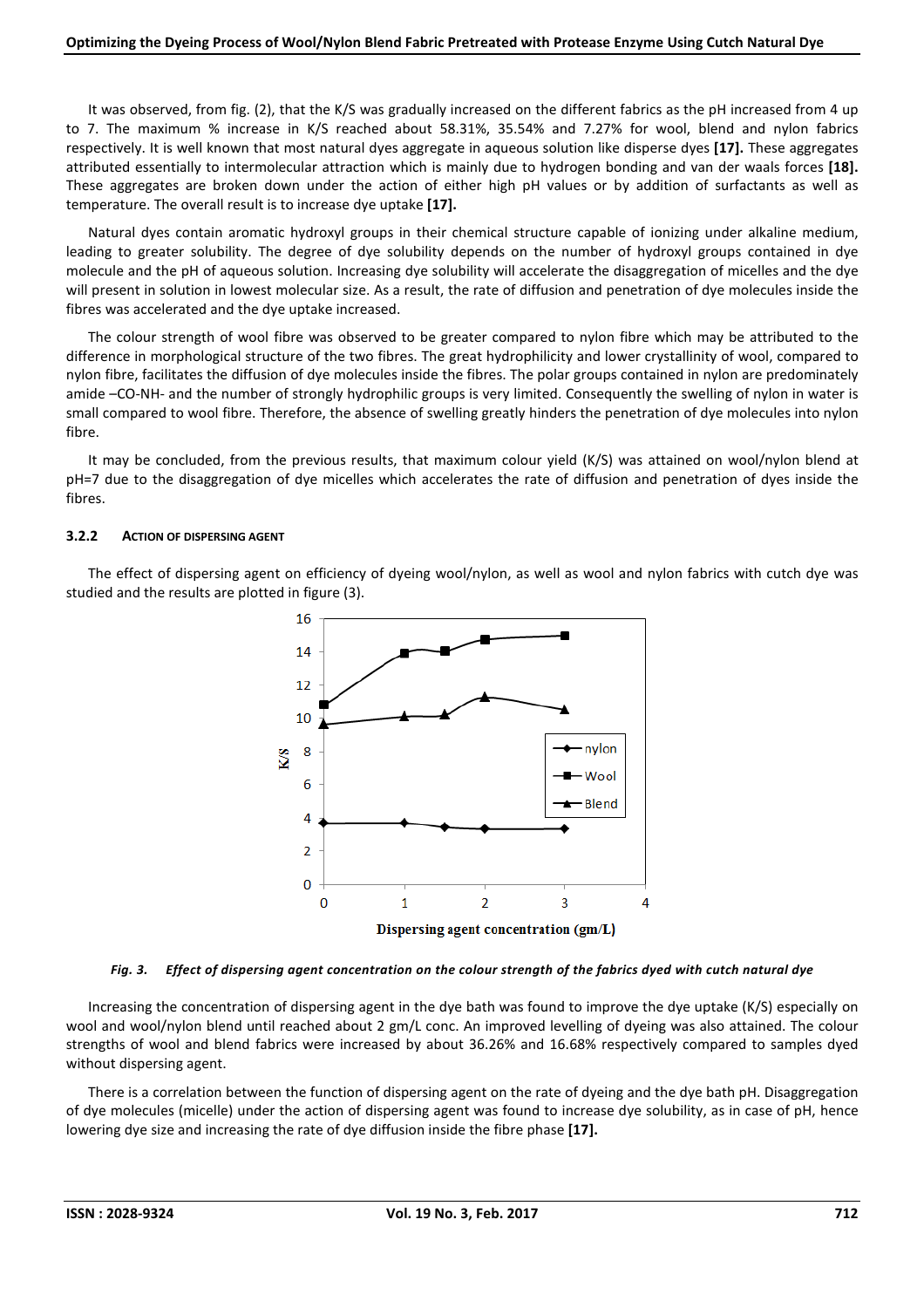It was observed, from fig. (2), that the K/S was gradually increased on the different fabrics as the pH increased from 4 up to 7. The maximum % increase in K/S reached about 58.31%, 35.54% and 7.27% for wool, blend and nylon fabrics respectively. It is well known that most natural dyes aggregate in aqueous solution like disperse dyes **[17].** These aggregates attributed essentially to intermolecular attraction which is mainly due to hydrogen bonding and van der waals forces **[18].** These aggregates are broken down under the action of either high pH values or by addition of surfactants as well as temperature. The overall result is to increase dye uptake **[17].**

Natural dyes contain aromatic hydroxyl groups in their chemical structure capable of ionizing under alkaline medium, leading to greater solubility. The degree of dye solubility depends on the number of hydroxyl groups contained in dye molecule and the pH of aqueous solution. Increasing dye solubility will accelerate the disaggregation of micelles and the dye will present in solution in lowest molecular size. As a result, the rate of diffusion and penetration of dye molecules inside the fibres was accelerated and the dye uptake increased.

The colour strength of wool fibre was observed to be greater compared to nylon fibre which may be attributed to the difference in morphological structure of the two fibres. The great hydrophilicity and lower crystallinity of wool, compared to nylon fibre, facilitates the diffusion of dye molecules inside the fibres. The polar groups contained in nylon are predominately amide –CO-NH- and the number of strongly hydrophilic groups is very limited. Consequently the swelling of nylon in water is small compared to wool fibre. Therefore, the absence of swelling greatly hinders the penetration of dye molecules into nylon fibre.

It may be concluded, from the previous results, that maximum colour yield (K/S) was attained on wool/nylon blend at pH=7 due to the disaggregation of dye micelles which accelerates the rate of diffusion and penetration of dyes inside the fibres.

### 3.2.2 ACTION OF DISPERSING AGENT

The effect of dispersing agent on efficiency of dyeing wool/nylon, as well as wool and nylon fabrics with cutch dye was studied and the results are plotted in figure (3).

***Fig. 3. Effect of dispersing agent concentration on the colour strength of the fabrics dyed with cutch natural dye***

Increasing the concentration of dispersing agent in the dye bath was found to improve the dye uptake (K/S) especially on wool and wool/nylon blend until reached about 2 gm/L conc. An improved levelling of dyeing was also attained. The colour strengths of wool and blend fabrics were increased by about 36.26% and 16.68% respectively compared to samples dyed without dispersing agent.

There is a correlation between the function of dispersing agent on the rate of dyeing and the dye bath pH. Disaggregation of dye molecules (micelle) under the action of dispersing agent was found to increase dye solubility, as in case of pH, hence lowering dye size and increasing the rate of dye diffusion inside the fibre phase **[17].**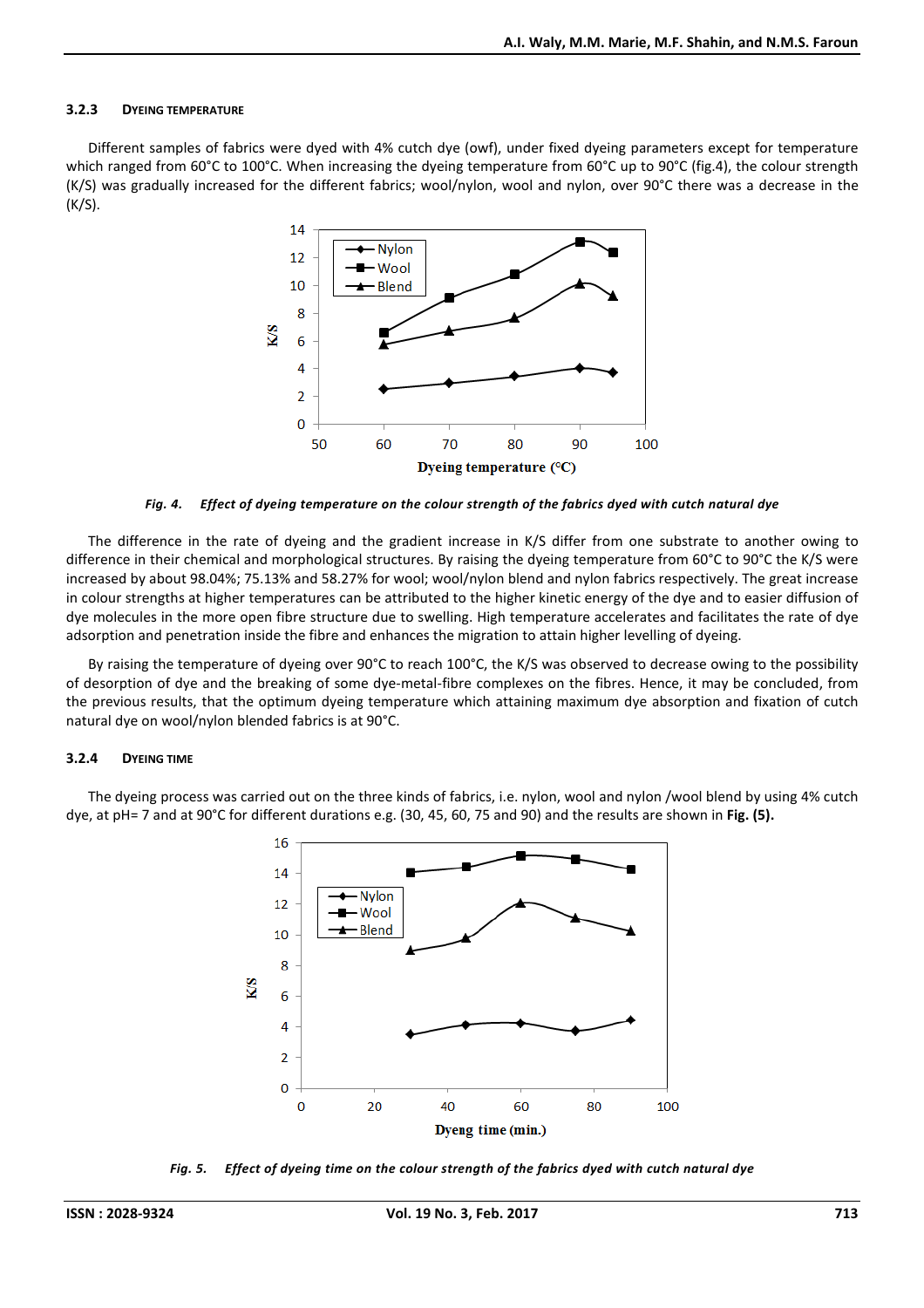### 3.2.3 Dyeing Temperature

Different samples of fabrics were dyed with 4% cutch dye (owf), under fixed dyeing parameters except for temperature which ranged from 60°C to 100°C. When increasing the dyeing temperature from 60°C up to 90°C (fig.4), the colour strength (K/S) was gradually increased for the different fabrics; wool/nylon, wool and nylon, over 90°C there was a decrease in the (K/S).

*Fig. 4. Effect of dyeing temperature on the colour strength of the fabrics dyed with cutch natural dye*

The difference in the rate of dyeing and the gradient increase in K/S differ from one substrate to another owing to difference in their chemical and morphological structures. By raising the dyeing temperature from 60°C to 90°C the K/S were increased by about 98.04%; 75.13% and 58.27% for wool; wool/nylon blend and nylon fabrics respectively. The great increase in colour strengths at higher temperatures can be attributed to the higher kinetic energy of the dye and to easier diffusion of dye molecules in the more open fibre structure due to swelling. High temperature accelerates and facilitates the rate of dye adsorption and penetration inside the fibre and enhances the migration to attain higher levelling of dyeing.

By raising the temperature of dyeing over 90°C to reach 100°C, the K/S was observed to decrease owing to the possibility of desorption of dye and the breaking of some dye-metal-fibre complexes on the fibres. Hence, it may be concluded, from the previous results, that the optimum dyeing temperature which attaining maximum dye absorption and fixation of cutch natural dye on wool/nylon blended fabrics is at 90°C.

### 3.2.4 Dyeing Time

The dyeing process was carried out on the three kinds of fabrics, i.e. nylon, wool and nylon /wool blend by using 4% cutch dye, at pH= 7 and at 90°C for different durations e.g. (30, 45, 60, 75 and 90) and the results are shown in **Fig. (5).**

*Fig. 5. Effect of dyeing time on the colour strength of the fabrics dyed with cutch natural dye*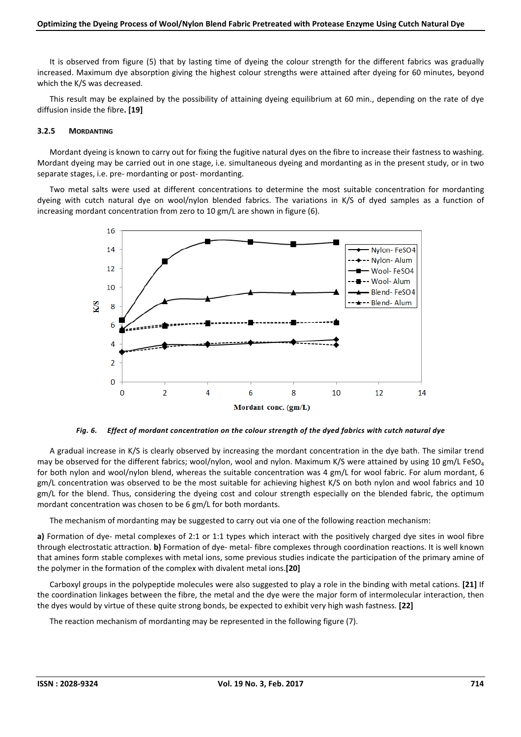It is observed from figure (5) that by lasting time of dyeing the colour strength for the different fabrics was gradually increased. Maximum dye absorption giving the highest colour strengths were attained after dyeing for 60 minutes, beyond which the K/S was decreased.

This result may be explained by the possibility of attaining dyeing equilibrium at 60 min., depending on the rate of dye diffusion inside the fibre. **[19]**

#### 3.2.5 Mordanting

Mordant dyeing is known to carry out for fixing the fugitive natural dyes on the fibre to increase their fastness to washing. Mordant dyeing may be carried out in one stage, i.e. simultaneous dyeing and mordanting as in the present study, or in two separate stages, i.e. pre- mordanting or post- mordanting.

Two metal salts were used at different concentrations to determine the most suitable concentration for mordanting dyeing with cutch natural dye on wool/nylon blended fabrics. The variations in K/S of dyed samples as a function of increasing mordant concentration from zero to 10 gm/L are shown in figure (6).

***Fig. 6. Effect of mordant concentration on the colour strength of the dyed fabrics with cutch natural dye***

A gradual increase in K/S is clearly observed by increasing the mordant concentration in the dye bath. The similar trend may be observed for the different fabrics; wool/nylon, wool and nylon. Maximum K/S were attained by using 10 gm/L $FeSO_4$ for both nylon and wool/nylon blend, whereas the suitable concentration was 4 gm/L for wool fabric. For alum mordant, 6 gm/L concentration was observed to be the most suitable for achieving highest K/S on both nylon and wool fabrics and 10 gm/L for the blend. Thus, considering the dyeing cost and colour strength especially on the blended fabric, the optimum mordant concentration was chosen to be 6 gm/L for both mordants.

The mechanism of mordanting may be suggested to carry out via one of the following reaction mechanism:

**a)** Formation of dye- metal complexes of 2:1 or 1:1 types which interact with the positively charged dye sites in wool fibre through electrostatic attraction. **b)** Formation of dye- metal- fibre complexes through coordination reactions. It is well known that amines form stable complexes with metal ions, some previous studies indicate the participation of the primary amine of the polymer in the formation of the complex with divalent metal ions. **[20]**

Carboxyl groups in the polypeptide molecules were also suggested to play a role in the binding with metal cations. **[21]** If the coordination linkages between the fibre, the metal and the dye were the major form of intermolecular interaction, then the dyes would by virtue of these quite strong bonds, be expected to exhibit very high wash fastness. **[22]**

The reaction mechanism of mordanting may be represented in the following figure (7).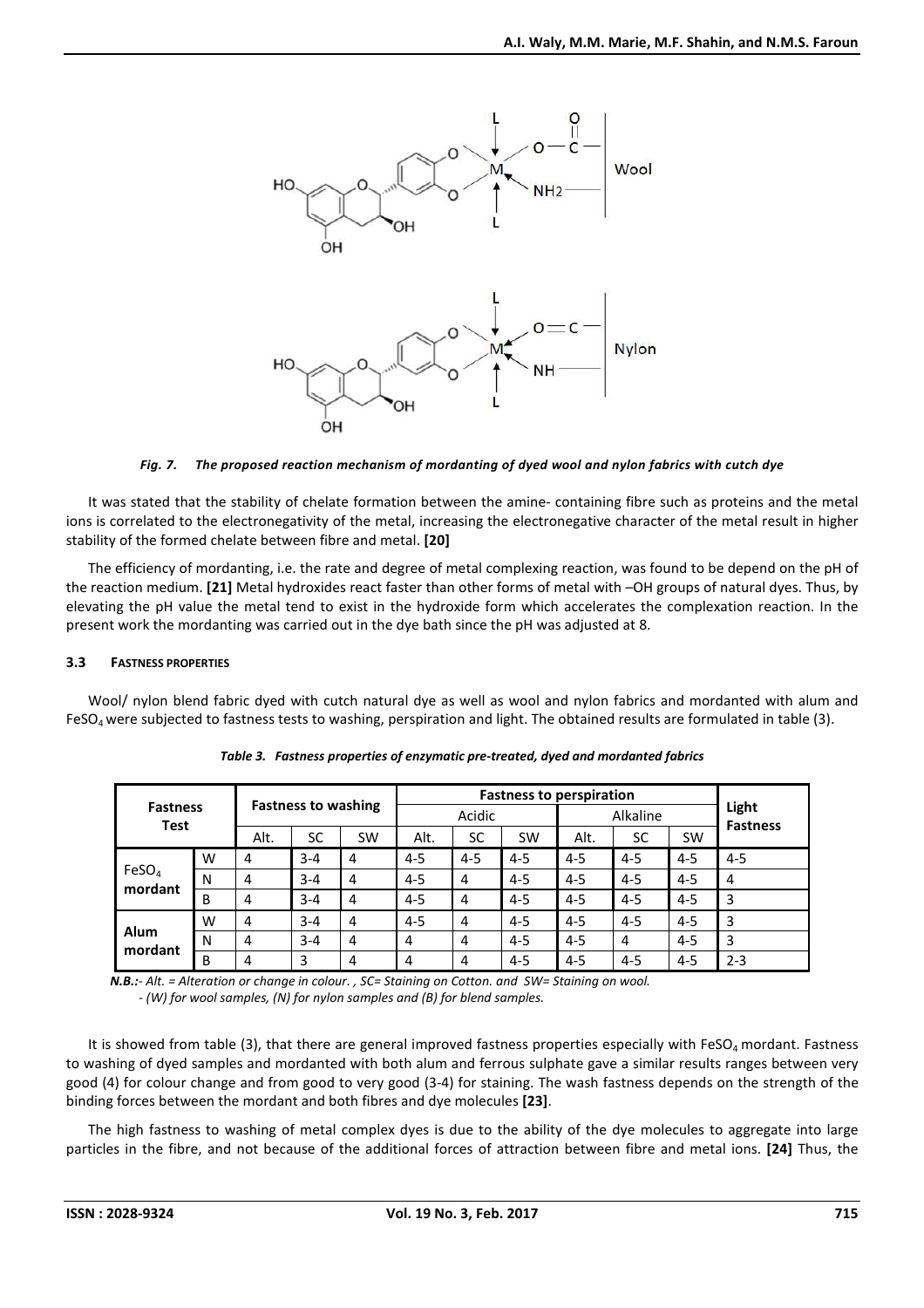*Fig. 7. The proposed reaction mechanism of mordanting of dyed wool and nylon fabrics with cutch dye*

It was stated that the stability of chelate formation between the amine- containing fibre such as proteins and the metal ions is correlated to the electronegativity of the metal, increasing the electronegative character of the metal result in higher stability of the formed chelate between fibre and metal. **[20]**

The efficiency of mordanting, i.e. the rate and degree of metal complexing reaction, was found to be depend on the pH of the reaction medium. **[21]** Metal hydroxides react faster than other forms of metal with –OH groups of natural dyes. Thus, by elevating the pH value the metal tend to exist in the hydroxide form which accelerates the complexation reaction. In the present work the mordanting was carried out in the dye bath since the pH was adjusted at 8.

### 3.3 FASTNESS PROPERTIES

Wool/ nylon blend fabric dyed with cutch natural dye as well as wool and nylon fabrics and mordanted with alum and $FeSO_4$ were subjected to fastness tests to washing, perspiration and light. The obtained results are formulated in table (3).

*Table 3. Fastness properties of enzymatic pre-treated, dyed and mordanted fabrics*

| Fastness Test | | Fastness to washing | | | Fastness to perspiration | | | | | | Light Fastness |
|---|---|---|---|---|---|---|---|---|---|---|---|
| | | | | | Acidic | | | Alkaline | | | |
| | | Alt. | SC | SW | Alt. | SC | SW | Alt. | SC | SW | |
| $FeSO_4$ mordant | W | 4 | 3-4 | 4 | 4-5 | 4-5 | 4-5 | 4-5 | 4-5 | 4-5 | 4-5 |
| | N | 4 | 3-4 | 4 | 4-5 | 4 | 4-5 | 4-5 | 4-5 | 4-5 | 4 |
| | B | 4 | 3-4 | 4 | 4-5 | 4 | 4-5 | 4-5 | 4-5 | 4-5 | 3 |
| Alum mordant | W | 4 | 3-4 | 4 | 4-5 | 4 | 4-5 | 4-5 | 4-5 | 4-5 | 3 |
| | N | 4 | 3-4 | 4 | 4 | 4 | 4-5 | 4-5 | 4 | 4-5 | 3 |
| | B | 4 | 3 | 4 | 4 | 4 | 4-5 | 4-5 | 4-5 | 4-5 | 2-3 |

*N.B.:- Alt. = Alteration or change in colour. , SC= Staining on Cotton. and SW= Staining on wool.*
*- (W) for wool samples, (N) for nylon samples and (B) for blend samples.*

It is showed from table (3), that there are general improved fastness properties especially with $FeSO_4$ mordant. Fastness to washing of dyed samples and mordanted with both alum and ferrous sulphate gave a similar results ranges between very good (4) for colour change and from good to very good (3-4) for staining. The wash fastness depends on the strength of the binding forces between the mordant and both fibres and dye molecules **[23]**.

The high fastness to washing of metal complex dyes is due to the ability of the dye molecules to aggregate into large particles in the fibre, and not because of the additional forces of attraction between fibre and metal ions. **[24]** Thus, the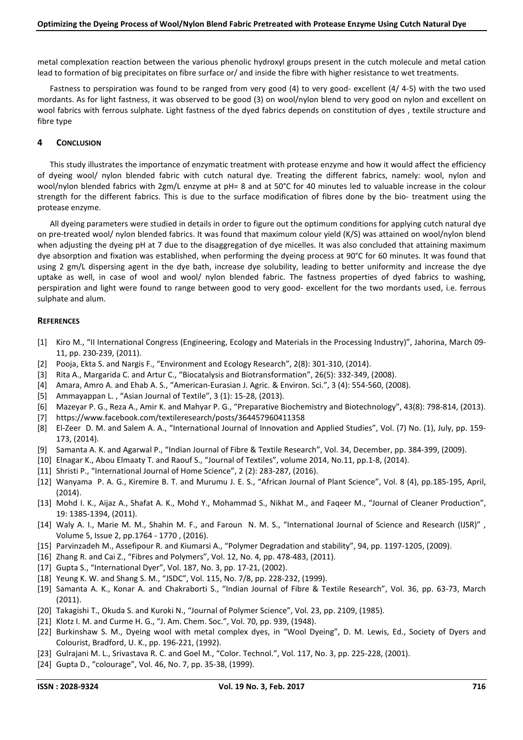metal complexation reaction between the various phenolic hydroxyl groups present in the cutch molecule and metal cation lead to formation of big precipitates on fibre surface or/ and inside the fibre with higher resistance to wet treatments.

Fastness to perspiration was found to be ranged from very good (4) to very good- excellent (4/ 4-5) with the two used mordants. As for light fastness, it was observed to be good (3) on wool/nylon blend to very good on nylon and excellent on wool fabrics with ferrous sulphate. Light fastness of the dyed fabrics depends on constitution of dyes , textile structure and fibre type

## 4 Conclusion

This study illustrates the importance of enzymatic treatment with protease enzyme and how it would affect the efficiency of dyeing wool/ nylon blended fabric with cutch natural dye. Treating the different fabrics, namely: wool, nylon and wool/nylon blended fabrics with 2gm/L enzyme at pH= 8 and at 50°C for 40 minutes led to valuable increase in the colour strength for the different fabrics. This is due to the surface modification of fibres done by the bio- treatment using the protease enzyme.

All dyeing parameters were studied in details in order to figure out the optimum conditions for applying cutch natural dye on pre-treated wool/ nylon blended fabrics. It was found that maximum colour yield (K/S) was attained on wool/nylon blend when adjusting the dyeing pH at 7 due to the disaggregation of dye micelles. It was also concluded that attaining maximum dye absorption and fixation was established, when performing the dyeing process at 90°C for 60 minutes. It was found that using 2 gm/L dispersing agent in the dye bath, increase dye solubility, leading to better uniformity and increase the dye uptake as well, in case of wool and wool/ nylon blended fabric. The fastness properties of dyed fabrics to washing, perspiration and light were found to range between good to very good- excellent for the two mordants used, i.e. ferrous sulphate and alum.

## References

[1] Kiro M., "II International Congress (Engineering, Ecology and Materials in the Processing Industry)", Jahorina, March 09-11, pp. 230-239, (2011).

[2] Pooja, Ekta S. and Nargis F., "Environment and Ecology Research", 2(8): 301-310, (2014).

[3] Rita A., Margarida C. and Artur C., "Biocatalysis and Biotransformation", 26(5): 332-349, (2008).

[4] Amara, Amro A. and Ehab A. S., "American-Eurasian J. Agric. & Environ. Sci.", 3 (4): 554-560, (2008).

[5] Ammayappan L. , "Asian Journal of Textile", 3 (1): 15-28, (2013).

[6] Mazeyar P. G., Reza A., Amir K. and Mahyar P. G., "Preparative Biochemistry and Biotechnology", 43(8): 798-814, (2013).

[7] https://www.facebook.com/textileresearch/posts/364457960411358

[8] El-Zeer D. M. and Salem A. A., "International Journal of Innovation and Applied Studies", Vol. (7) No. (1), July, pp. 159-173, (2014).

[9] Samanta A. K. and Agarwal P., "Indian Journal of Fibre & Textile Research", Vol. 34, December, pp. 384-399, (2009).

[10] Elnagar K., Abou Elmaaty T. and Raouf S., "Journal of Textiles", volume 2014, No.11, pp.1-8, (2014).

[11] Shristi P., "International Journal of Home Science", 2 (2): 283-287, (2016).

[12] Wanyama P. A. G., Kiremire B. T. and Murumu J. E. S., "African Journal of Plant Science", Vol. 8 (4), pp.185-195, April, (2014).

[13] Mohd I. K., Aijaz A., Shafat A. K., Mohd Y., Mohammad S., Nikhat M., and Faqeer M., "Journal of Cleaner Production", 19: 1385-1394, (2011).

[14] Waly A. I., Marie M. M., Shahin M. F., and Faroun N. M. S., "International Journal of Science and Research (IJSR)" , Volume 5, Issue 2, pp.1764 - 1770 , (2016).

[15] Parvinzadeh M., Assefipour R. and Kiumarsi A., "Polymer Degradation and stability", 94, pp. 1197-1205, (2009).

[16] Zhang R. and Cai Z., "Fibres and Polymers", Vol. 12, No. 4, pp. 478-483, (2011).

[17] Gupta S., "International Dyer", Vol. 187, No. 3, pp. 17-21, (2002).

[18] Yeung K. W. and Shang S. M., "JSDC", Vol. 115, No. 7/8, pp. 228-232, (1999).

[19] Samanta A. K., Konar A. and Chakraborti S., "Indian Journal of Fibre & Textile Research", Vol. 36, pp. 63-73, March (2011).

[20] Takagishi T., Okuda S. and Kuroki N., "Journal of Polymer Science", Vol. 23, pp. 2109, (1985).

[21] Klotz I. M. and Curme H. G., "J. Am. Chem. Soc.", Vol. 70, pp. 939, (1948).

[22] Burkinshaw S. M., Dyeing wool with metal complex dyes, in "Wool Dyeing", D. M. Lewis, Ed., Society of Dyers and Colourist, Bradford, U. K., pp. 196-221, (1992).

[23] Gulrajani M. L., Srivastava R. C. and Goel M., "Color. Technol.", Vol. 117, No. 3, pp. 225-228, (2001).

[24] Gupta D., "colourage", Vol. 46, No. 7, pp. 35-38, (1999).